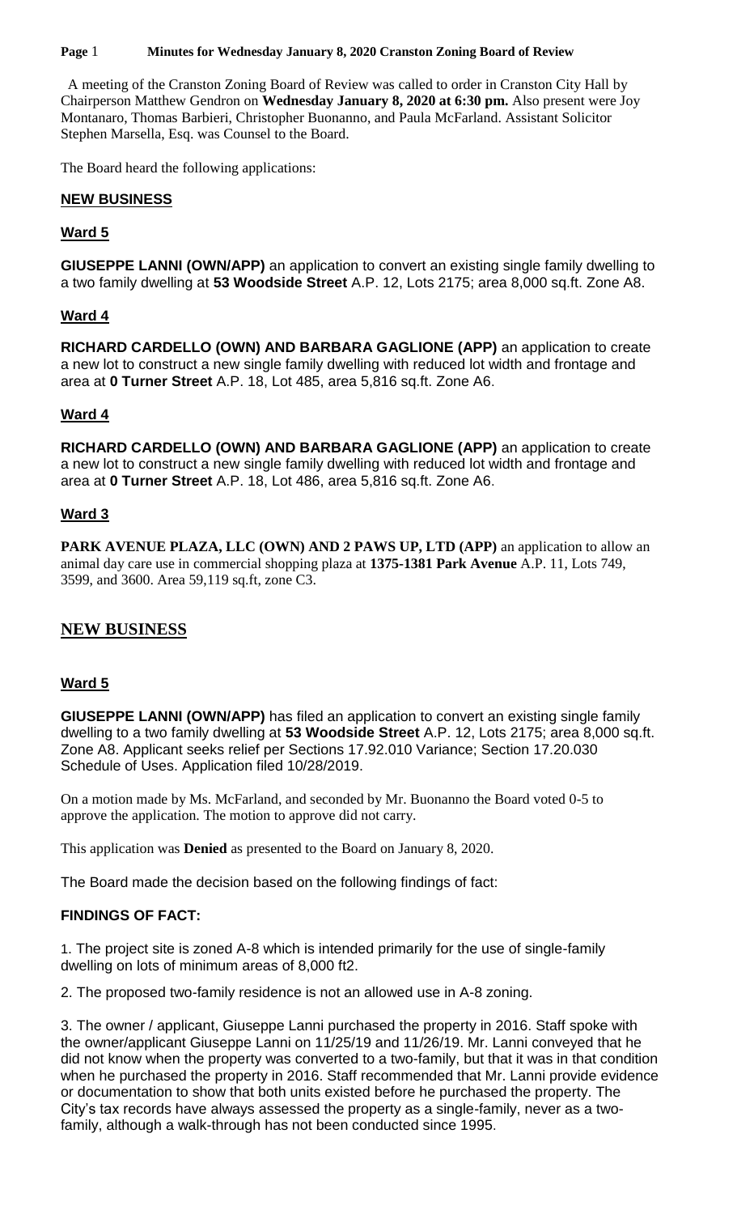A meeting of the Cranston Zoning Board of Review was called to order in Cranston City Hall by Chairperson Matthew Gendron on **Wednesday January 8, 2020 at 6:30 pm.** Also present were Joy Montanaro, Thomas Barbieri, Christopher Buonanno, and Paula McFarland. Assistant Solicitor Stephen Marsella, Esq. was Counsel to the Board.

The Board heard the following applications:

## NEW BUSINESS

### Ward 5

**GIUSEPPE LANNI (OWN/APP)** an application to convert an existing single family dwelling to a two family dwelling at **53 Woodside Street** A.P. 12, Lots 2175; area 8,000 sq.ft. Zone A8.

### Ward 4

**RICHARD CARDELLO (OWN) AND BARBARA GAGLIONE (APP)** an application to create a new lot to construct a new single family dwelling with reduced lot width and frontage and area at **0 Turner Street** A.P. 18, Lot 485, area 5,816 sq.ft. Zone A6.

### Ward 4

**RICHARD CARDELLO (OWN) AND BARBARA GAGLIONE (APP)** an application to create a new lot to construct a new single family dwelling with reduced lot width and frontage and area at **0 Turner Street** A.P. 18, Lot 486, area 5,816 sq.ft. Zone A6.

### Ward 3

**PARK AVENUE PLAZA, LLC (OWN) AND 2 PAWS UP, LTD (APP)** an application to allow an animal day care use in commercial shopping plaza at **1375-1381 Park Avenue** A.P. 11, Lots 749, 3599, and 3600. Area 59,119 sq.ft, zone C3.

## NEW BUSINESS

### Ward 5

**GIUSEPPE LANNI (OWN/APP)** has filed an application to convert an existing single family dwelling to a two family dwelling at **53 Woodside Street** A.P. 12, Lots 2175; area 8,000 sq.ft. Zone A8. Applicant seeks relief per Sections 17.92.010 Variance; Section 17.20.030 Schedule of Uses. Application filed 10/28/2019.

On a motion made by Ms. McFarland, and seconded by Mr. Buonanno the Board voted 0-5 to approve the application. The motion to approve did not carry.

This application was **Denied** as presented to the Board on January 8, 2020.

The Board made the decision based on the following findings of fact:

**FINDINGS OF FACT:**

1. The project site is zoned A-8 which is intended primarily for the use of single-family dwelling on lots of minimum areas of 8,000 ft2.

2. The proposed two-family residence is not an allowed use in A-8 zoning.

3. The owner / applicant, Giuseppe Lanni purchased the property in 2016. Staff spoke with the owner/applicant Giuseppe Lanni on 11/25/19 and 11/26/19. Mr. Lanni conveyed that he did not know when the property was converted to a two-family, but that it was in that condition when he purchased the property in 2016. Staff recommended that Mr. Lanni provide evidence or documentation to show that both units existed before he purchased the property. The City's tax records have always assessed the property as a single-family, never as a two-family, although a walk-through has not been conducted since 1995.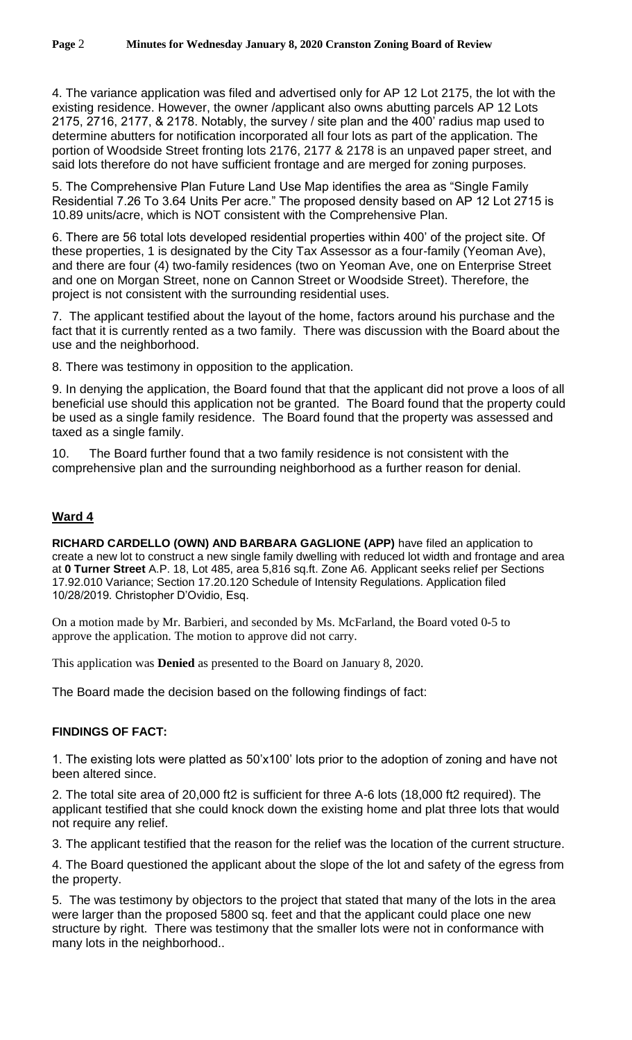4. The variance application was filed and advertised only for AP 12 Lot 2175, the lot with the existing residence. However, the owner /applicant also owns abutting parcels AP 12 Lots 2175, 2716, 2177, & 2178. Notably, the survey / site plan and the 400' radius map used to determine abutters for notification incorporated all four lots as part of the application. The portion of Woodside Street fronting lots 2176, 2177 & 2178 is an unpaved paper street, and said lots therefore do not have sufficient frontage and are merged for zoning purposes.

5. The Comprehensive Plan Future Land Use Map identifies the area as "Single Family Residential 7.26 To 3.64 Units Per acre." The proposed density based on AP 12 Lot 2715 is 10.89 units/acre, which is NOT consistent with the Comprehensive Plan.

6. There are 56 total lots developed residential properties within 400' of the project site. Of these properties, 1 is designated by the City Tax Assessor as a four-family (Yeoman Ave), and there are four (4) two-family residences (two on Yeoman Ave, one on Enterprise Street and one on Morgan Street, none on Cannon Street or Woodside Street). Therefore, the project is not consistent with the surrounding residential uses.

7. The applicant testified about the layout of the home, factors around his purchase and the fact that it is currently rented as a two family. There was discussion with the Board about the use and the neighborhood.

8. There was testimony in opposition to the application.

9. In denying the application, the Board found that that the applicant did not prove a loos of all beneficial use should this application not be granted. The Board found that the property could be used as a single family residence. The Board found that the property was assessed and taxed as a single family.

10. The Board further found that a two family residence is not consistent with the comprehensive plan and the surrounding neighborhood as a further reason for denial.

## Ward 4

**RICHARD CARDELLO (OWN) AND BARBARA GAGLIONE (APP)** have filed an application to create a new lot to construct a new single family dwelling with reduced lot width and frontage and area at **0 Turner Street** A.P. 18, Lot 485, area 5,816 sq.ft. Zone A6. Applicant seeks relief per Sections 17.92.010 Variance; Section 17.20.120 Schedule of Intensity Regulations. Application filed 10/28/2019. Christopher D'Ovidio, Esq.

On a motion made by Mr. Barbieri, and seconded by Ms. McFarland, the Board voted 0-5 to approve the application. The motion to approve did not carry.

This application was **Denied** as presented to the Board on January 8, 2020.

The Board made the decision based on the following findings of fact:

**FINDINGS OF FACT:**

1. The existing lots were platted as 50'x100' lots prior to the adoption of zoning and have not been altered since.

2. The total site area of 20,000 ft2 is sufficient for three A-6 lots (18,000 ft2 required). The applicant testified that she could knock down the existing home and plat three lots that would not require any relief.

3. The applicant testified that the reason for the relief was the location of the current structure.

4. The Board questioned the applicant about the slope of the lot and safety of the egress from the property.

5. The was testimony by objectors to the project that stated that many of the lots in the area were larger than the proposed 5800 sq. feet and that the applicant could place one new structure by right. There was testimony that the smaller lots were not in conformance with many lots in the neighborhood..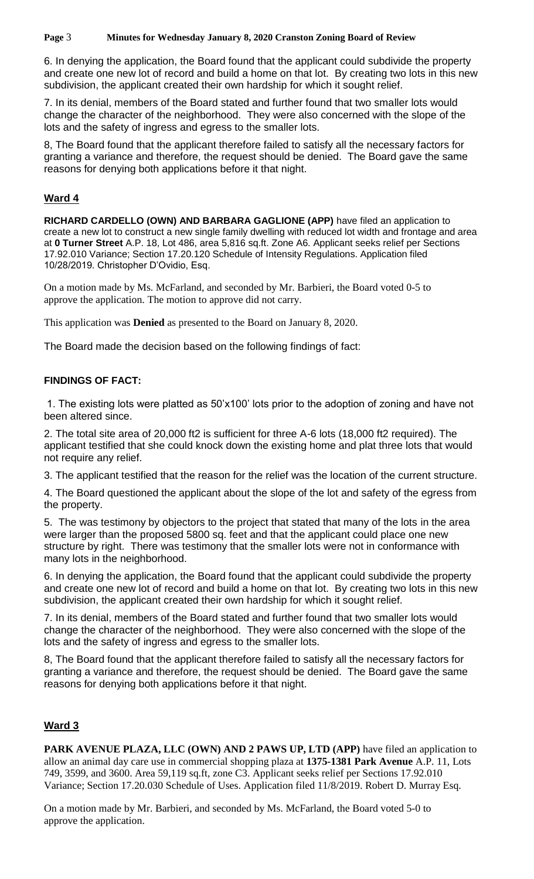6. In denying the application, the Board found that the applicant could subdivide the property and create one new lot of record and build a home on that lot. By creating two lots in this new subdivision, the applicant created their own hardship for which it sought relief.

7. In its denial, members of the Board stated and further found that two smaller lots would change the character of the neighborhood. They were also concerned with the slope of the lots and the safety of ingress and egress to the smaller lots.

8, The Board found that the applicant therefore failed to satisfy all the necessary factors for granting a variance and therefore, the request should be denied. The Board gave the same reasons for denying both applications before it that night.

## Ward 4

**RICHARD CARDELLO (OWN) AND BARBARA GAGLIONE (APP)** have filed an application to create a new lot to construct a new single family dwelling with reduced lot width and frontage and area at **0 Turner Street** A.P. 18, Lot 486, area 5,816 sq.ft. Zone A6. Applicant seeks relief per Sections 17.92.010 Variance; Section 17.20.120 Schedule of Intensity Regulations. Application filed 10/28/2019. Christopher D'Ovidio, Esq.

On a motion made by Ms. McFarland, and seconded by Mr. Barbieri, the Board voted 0-5 to approve the application. The motion to approve did not carry.

This application was **Denied** as presented to the Board on January 8, 2020.

The Board made the decision based on the following findings of fact:

**FINDINGS OF FACT:**

1. The existing lots were platted as 50'x100' lots prior to the adoption of zoning and have not been altered since.

2. The total site area of 20,000 ft2 is sufficient for three A-6 lots (18,000 ft2 required). The applicant testified that she could knock down the existing home and plat three lots that would not require any relief.

3. The applicant testified that the reason for the relief was the location of the current structure.

4. The Board questioned the applicant about the slope of the lot and safety of the egress from the property.

5. The was testimony by objectors to the project that stated that many of the lots in the area were larger than the proposed 5800 sq. feet and that the applicant could place one new structure by right. There was testimony that the smaller lots were not in conformance with many lots in the neighborhood.

6. In denying the application, the Board found that the applicant could subdivide the property and create one new lot of record and build a home on that lot. By creating two lots in this new subdivision, the applicant created their own hardship for which it sought relief.

7. In its denial, members of the Board stated and further found that two smaller lots would change the character of the neighborhood. They were also concerned with the slope of the lots and the safety of ingress and egress to the smaller lots.

8, The Board found that the applicant therefore failed to satisfy all the necessary factors for granting a variance and therefore, the request should be denied. The Board gave the same reasons for denying both applications before it that night.

## Ward 3

**PARK AVENUE PLAZA, LLC (OWN) AND 2 PAWS UP, LTD (APP)** have filed an application to allow an animal day care use in commercial shopping plaza at **1375-1381 Park Avenue** A.P. 11, Lots 749, 3599, and 3600. Area 59,119 sq.ft, zone C3. Applicant seeks relief per Sections 17.92.010 Variance; Section 17.20.030 Schedule of Uses. Application filed 11/8/2019. Robert D. Murray Esq.

On a motion made by Mr. Barbieri, and seconded by Ms. McFarland, the Board voted 5-0 to approve the application.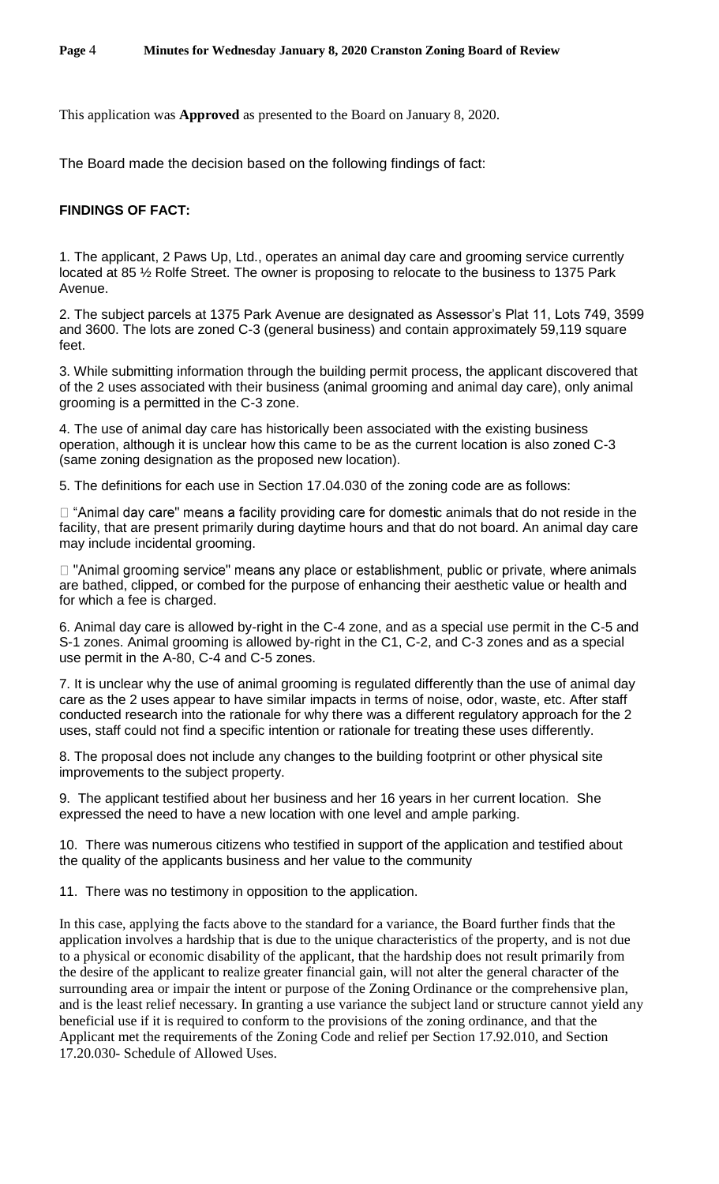This application was **Approved** as presented to the Board on January 8, 2020.

The Board made the decision based on the following findings of fact:

**FINDINGS OF FACT:**

1. The applicant, 2 Paws Up, Ltd., operates an animal day care and grooming service currently located at 85 ½ Rolfe Street. The owner is proposing to relocate to the business to 1375 Park Avenue.

2. The subject parcels at 1375 Park Avenue are designated as Assessor's Plat 11, Lots 749, 3599 and 3600. The lots are zoned C-3 (general business) and contain approximately 59,119 square feet.

3. While submitting information through the building permit process, the applicant discovered that of the 2 uses associated with their business (animal grooming and animal day care), only animal grooming is a permitted in the C-3 zone.

4. The use of animal day care has historically been associated with the existing business operation, although it is unclear how this came to be as the current location is also zoned C-3 (same zoning designation as the proposed new location).

5. The definitions for each use in Section 17.04.030 of the zoning code are as follows:

- "Animal day care" means a facility providing care for domestic animals that do not reside in the facility, that are present primarily during daytime hours and that do not board. An animal day care may include incidental grooming.
- "Animal grooming service" means any place or establishment, public or private, where animals are bathed, clipped, or combed for the purpose of enhancing their aesthetic value or health and for which a fee is charged.

6. Animal day care is allowed by-right in the C-4 zone, and as a special use permit in the C-5 and S-1 zones. Animal grooming is allowed by-right in the C1, C-2, and C-3 zones and as a special use permit in the A-80, C-4 and C-5 zones.

7. It is unclear why the use of animal grooming is regulated differently than the use of animal day care as the 2 uses appear to have similar impacts in terms of noise, odor, waste, etc. After staff conducted research into the rationale for why there was a different regulatory approach for the 2 uses, staff could not find a specific intention or rationale for treating these uses differently.

8. The proposal does not include any changes to the building footprint or other physical site improvements to the subject property.

9. The applicant testified about her business and her 16 years in her current location. She expressed the need to have a new location with one level and ample parking.

10. There was numerous citizens who testified in support of the application and testified about the quality of the applicants business and her value to the community

11. There was no testimony in opposition to the application.

In this case, applying the facts above to the standard for a variance, the Board further finds that the application involves a hardship that is due to the unique characteristics of the property, and is not due to a physical or economic disability of the applicant, that the hardship does not result primarily from the desire of the applicant to realize greater financial gain, will not alter the general character of the surrounding area or impair the intent or purpose of the Zoning Ordinance or the comprehensive plan, and is the least relief necessary. In granting a use variance the subject land or structure cannot yield any beneficial use if it is required to conform to the provisions of the zoning ordinance, and that the Applicant met the requirements of the Zoning Code and relief per Section 17.92.010, and Section 17.20.030- Schedule of Allowed Uses.